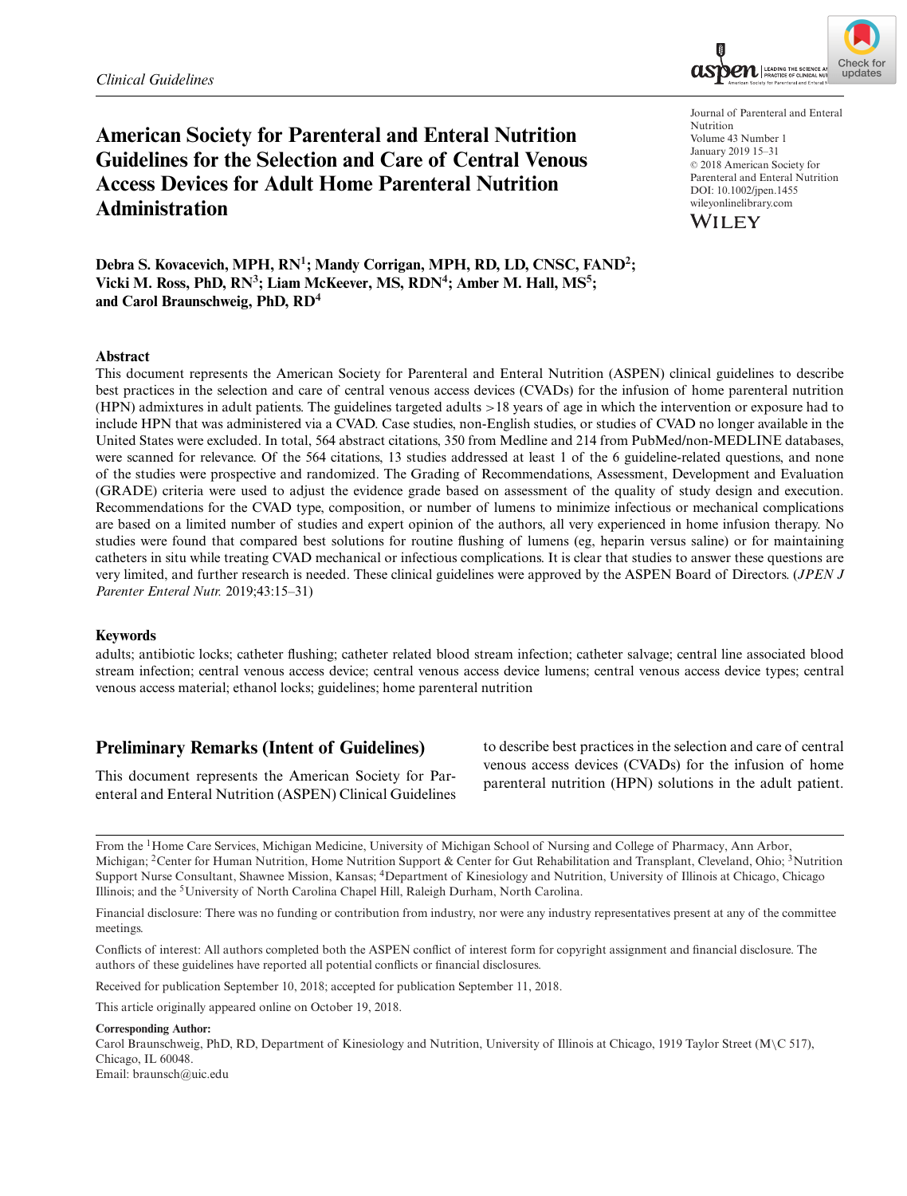Clinical Guidelines

# American Society for Parenteral and Enteral Nutrition Guidelines for the Selection and Care of Central Venous Access Devices for Adult Home Parenteral Nutrition Administration

Journal of Parenteral and Enteral Nutrition
Volume 43 Number 1
January 2019 15–31
© 2018 American Society for Parenteral and Enteral Nutrition
DOI: 10.1002/jpen.1455
wileyonlinelibrary.com

**Debra S. Kovacevich, MPH, RN[1]; Mandy Corrigan, MPH, RD, LD, CNSC, FAND[2]; Vicki M. Ross, PhD, RN[3]; Liam McKeever, MS, RDN[4]; Amber M. Hall, MS[5]; and Carol Braunschweig, PhD, RD[4]**

## Abstract

This document represents the American Society for Parenteral and Enteral Nutrition (ASPEN) clinical guidelines to describe best practices in the selection and care of central venous access devices (CVADs) for the infusion of home parenteral nutrition (HPN) admixtures in adult patients. The guidelines targeted adults >18 years of age in which the intervention or exposure had to include HPN that was administered via a CVAD. Case studies, non-English studies, or studies of CVAD no longer available in the United States were excluded. In total, 564 abstract citations, 350 from Medline and 214 from PubMed/non-MEDLINE databases, were scanned for relevance. Of the 564 citations, 13 studies addressed at least 1 of the 6 guideline-related questions, and none of the studies were prospective and randomized. The Grading of Recommendations, Assessment, Development and Evaluation (GRADE) criteria were used to adjust the evidence grade based on assessment of the quality of study design and execution. Recommendations for the CVAD type, composition, or number of lumens to minimize infectious or mechanical complications are based on a limited number of studies and expert opinion of the authors, all very experienced in home infusion therapy. No studies were found that compared best solutions for routine flushing of lumens (eg, heparin versus saline) or for maintaining catheters in situ while treating CVAD mechanical or infectious complications. It is clear that studies to answer these questions are very limited, and further research is needed. These clinical guidelines were approved by the ASPEN Board of Directors. (*JPEN J Parenter Enteral Nutr.* 2019;43:15–31)

### Keywords

adults; antibiotic locks; catheter flushing; catheter related blood stream infection; catheter salvage; central line associated blood stream infection; central venous access device; central venous access device lumens; central venous access device types; central venous access material; ethanol locks; guidelines; home parenteral nutrition

## Preliminary Remarks (Intent of Guidelines)

This document represents the American Society for Parenteral and Enteral Nutrition (ASPEN) Clinical Guidelines to describe best practices in the selection and care of central venous access devices (CVADs) for the infusion of home parenteral nutrition (HPN) solutions in the adult patient.

From the [1]Home Care Services, Michigan Medicine, University of Michigan School of Nursing and College of Pharmacy, Ann Arbor, Michigan; [2]Center for Human Nutrition, Home Nutrition Support & Center for Gut Rehabilitation and Transplant, Cleveland, Ohio; [3]Nutrition Support Nurse Consultant, Shawnee Mission, Kansas; [4]Department of Kinesiology and Nutrition, University of Illinois at Chicago, Chicago Illinois; and the [5]University of North Carolina Chapel Hill, Raleigh Durham, North Carolina.

Financial disclosure: There was no funding or contribution from industry, nor were any industry representatives present at any of the committee meetings.

Conflicts of interest: All authors completed both the ASPEN conflict of interest form for copyright assignment and financial disclosure. The authors of these guidelines have reported all potential conflicts or financial disclosures.

Received for publication September 10, 2018; accepted for publication September 11, 2018.

This article originally appeared online on October 19, 2018.

**Corresponding Author:**
Carol Braunschweig, PhD, RD, Department of Kinesiology and Nutrition, University of Illinois at Chicago, 1919 Taylor Street (M\C 517), Chicago, IL 60048.
Email: braunsch@uic.edu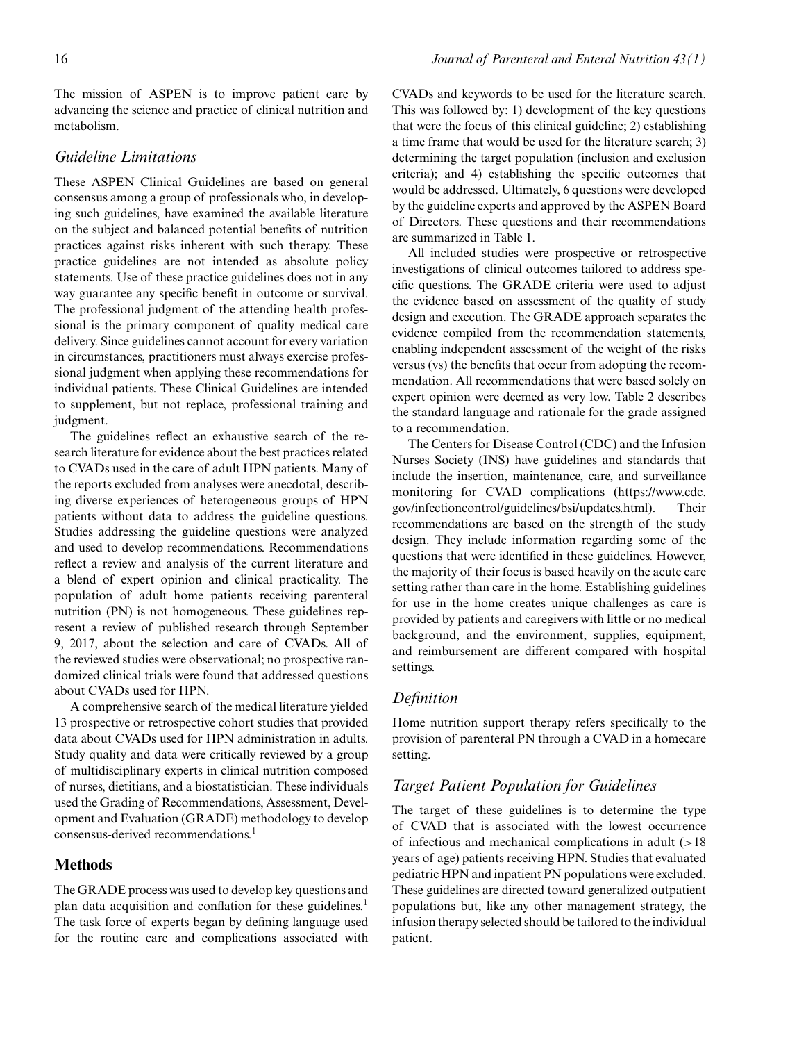The mission of ASPEN is to improve patient care by advancing the science and practice of clinical nutrition and metabolism.

## Guideline Limitations

These ASPEN Clinical Guidelines are based on general consensus among a group of professionals who, in developing such guidelines, have examined the available literature on the subject and balanced potential benefits of nutrition practices against risks inherent with such therapy. These practice guidelines are not intended as absolute policy statements. Use of these practice guidelines does not in any way guarantee any specific benefit in outcome or survival. The professional judgment of the attending health professional is the primary component of quality medical care delivery. Since guidelines cannot account for every variation in circumstances, practitioners must always exercise professional judgment when applying these recommendations for individual patients. These Clinical Guidelines are intended to supplement, but not replace, professional training and judgment.

The guidelines reflect an exhaustive search of the research literature for evidence about the best practices related to CVADs used in the care of adult HPN patients. Many of the reports excluded from analyses were anecdotal, describing diverse experiences of heterogeneous groups of HPN patients without data to address the guideline questions. Studies addressing the guideline questions were analyzed and used to develop recommendations. Recommendations reflect a review and analysis of the current literature and a blend of expert opinion and clinical practicality. The population of adult home patients receiving parenteral nutrition (PN) is not homogeneous. These guidelines represent a review of published research through September 9, 2017, about the selection and care of CVADs. All of the reviewed studies were observational; no prospective randomized clinical trials were found that addressed questions about CVADs used for HPN.

A comprehensive search of the medical literature yielded 13 prospective or retrospective cohort studies that provided data about CVADs used for HPN administration in adults. Study quality and data were critically reviewed by a group of multidisciplinary experts in clinical nutrition composed of nurses, dietitians, and a biostatistician. These individuals used the Grading of Recommendations, Assessment, Development and Evaluation (GRADE) methodology to develop consensus-derived recommendations.[1]

## Methods

The GRADE process was used to develop key questions and plan data acquisition and conflation for these guidelines.[1] The task force of experts began by defining language used for the routine care and complications associated with CVADs and keywords to be used for the literature search. This was followed by: 1) development of the key questions that were the focus of this clinical guideline; 2) establishing a time frame that would be used for the literature search; 3) determining the target population (inclusion and exclusion criteria); and 4) establishing the specific outcomes that would be addressed. Ultimately, 6 questions were developed by the guideline experts and approved by the ASPEN Board of Directors. These questions and their recommendations are summarized in Table 1.

All included studies were prospective or retrospective investigations of clinical outcomes tailored to address specific questions. The GRADE criteria were used to adjust the evidence based on assessment of the quality of study design and execution. The GRADE approach separates the evidence compiled from the recommendation statements, enabling independent assessment of the weight of the risks versus (vs) the benefits that occur from adopting the recommendation. All recommendations that were based solely on expert opinion were deemed as very low. Table 2 describes the standard language and rationale for the grade assigned to a recommendation.

The Centers for Disease Control (CDC) and the Infusion Nurses Society (INS) have guidelines and standards that include the insertion, maintenance, care, and surveillance monitoring for CVAD complications (https://www.cdc.gov/infectioncontrol/guidelines/bsi/updates.html). Their recommendations are based on the strength of the study design. They include information regarding some of the questions that were identified in these guidelines. However, the majority of their focus is based heavily on the acute care setting rather than care in the home. Establishing guidelines for use in the home creates unique challenges as care is provided by patients and caregivers with little or no medical background, and the environment, supplies, equipment, and reimbursement are different compared with hospital settings.

## Definition

Home nutrition support therapy refers specifically to the provision of parenteral PN through a CVAD in a homecare setting.

## Target Patient Population for Guidelines

The target of these guidelines is to determine the type of CVAD that is associated with the lowest occurrence of infectious and mechanical complications in adult (>18 years of age) patients receiving HPN. Studies that evaluated pediatric HPN and inpatient PN populations were excluded. These guidelines are directed toward generalized outpatient populations but, like any other management strategy, the infusion therapy selected should be tailored to the individual patient.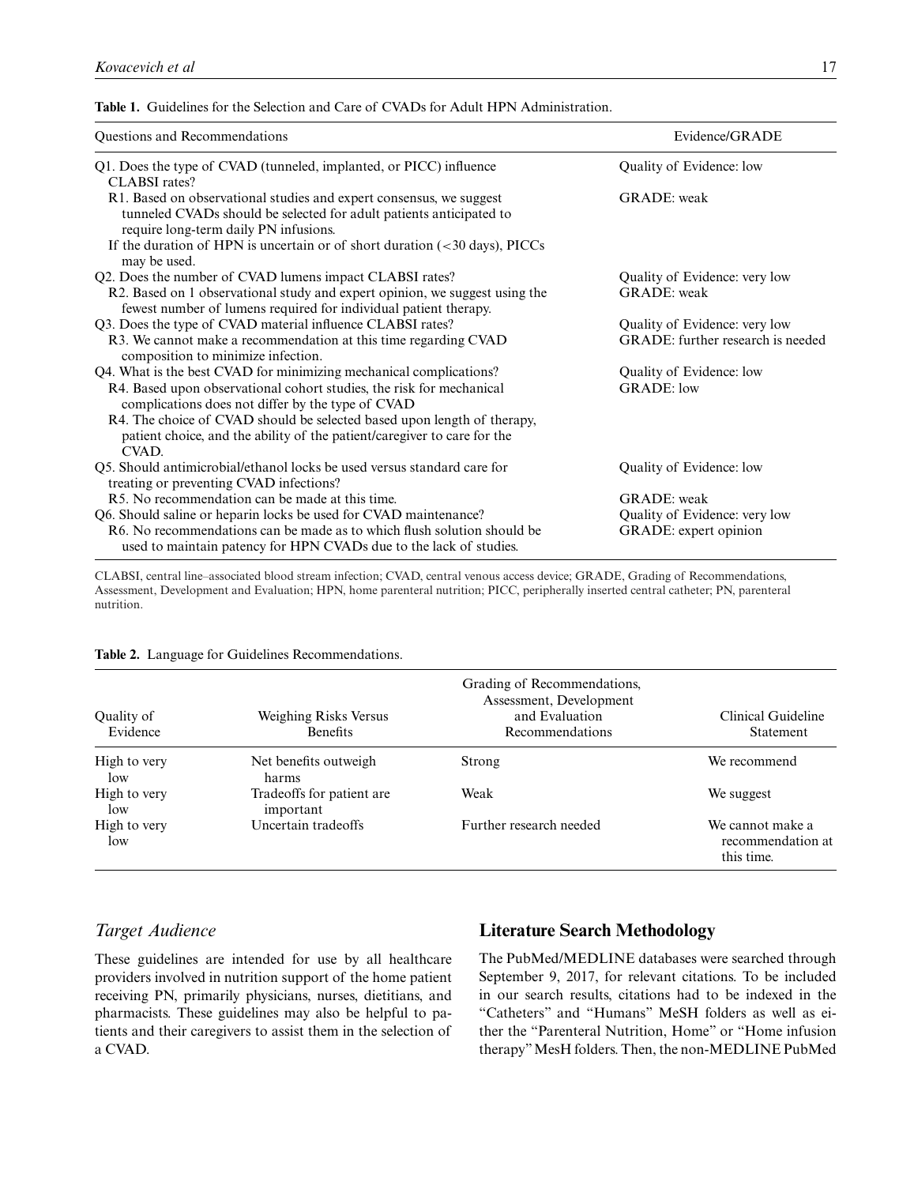**Table 1.** Guidelines for the Selection and Care of CVADs for Adult HPN Administration.

| Questions and Recommendations | Evidence/GRADE |
|---|---|
| Q1. Does the type of CVAD (tunneled, implanted, or PICC) influence CLABSI rates? | Quality of Evidence: low |
| R1. Based on observational studies and expert consensus, we suggest tunneled CVADs should be selected for adult patients anticipated to require long-term daily PN infusions. | GRADE: weak |
| If the duration of HPN is uncertain or of short duration (<30 days), PICCs may be used. | |
| Q2. Does the number of CVAD lumens impact CLABSI rates? | Quality of Evidence: very low |
| R2. Based on 1 observational study and expert opinion, we suggest using the fewest number of lumens required for individual patient therapy. | GRADE: weak |
| Q3. Does the type of CVAD material influence CLABSI rates? | Quality of Evidence: very low |
| R3. We cannot make a recommendation at this time regarding CVAD composition to minimize infection. | GRADE: further research is needed |
| Q4. What is the best CVAD for minimizing mechanical complications? | Quality of Evidence: low |
| R4. Based upon observational cohort studies, the risk for mechanical complications does not differ by the type of CVAD | GRADE: low |
| R4. The choice of CVAD should be selected based upon length of therapy, patient choice, and the ability of the patient/caregiver to care for the CVAD. | |
| Q5. Should antimicrobial/ethanol locks be used versus standard care for treating or preventing CVAD infections? | Quality of Evidence: low |
| R5. No recommendation can be made at this time. | GRADE: weak |
| Q6. Should saline or heparin locks be used for CVAD maintenance? | Quality of Evidence: very low |
| R6. No recommendations can be made as to which flush solution should be used to maintain patency for HPN CVADs due to the lack of studies. | GRADE: expert opinion |

CLABSI, central line–associated blood stream infection; CVAD, central venous access device; GRADE, Grading of Recommendations, Assessment, Development and Evaluation; HPN, home parenteral nutrition; PICC, peripherally inserted central catheter; PN, parenteral nutrition.

**Table 2.** Language for Guidelines Recommendations.

| Quality of Evidence | Weighing Risks Versus Benefits | Grading of Recommendations, Assessment, Development and Evaluation Recommendations | Clinical Guideline Statement |
|---|---|---|---|
| High to very low | Net benefits outweigh harms | Strong | We recommend |
| High to very low | Tradeoffs for patient are important | Weak | We suggest |
| High to very low | Uncertain tradeoffs | Further research needed | We cannot make a recommendation at this time. |

### *Target Audience*

These guidelines are intended for use by all healthcare providers involved in nutrition support of the home patient receiving PN, primarily physicians, nurses, dietitians, and pharmacists. These guidelines may also be helpful to patients and their caregivers to assist them in the selection of a CVAD.

## Literature Search Methodology

The PubMed/MEDLINE databases were searched through September 9, 2017, for relevant citations. To be included in our search results, citations had to be indexed in the "Catheters" and "Humans" MeSH folders as well as either the "Parenteral Nutrition, Home" or "Home infusion therapy" MesH folders. Then, the non-MEDLINE PubMed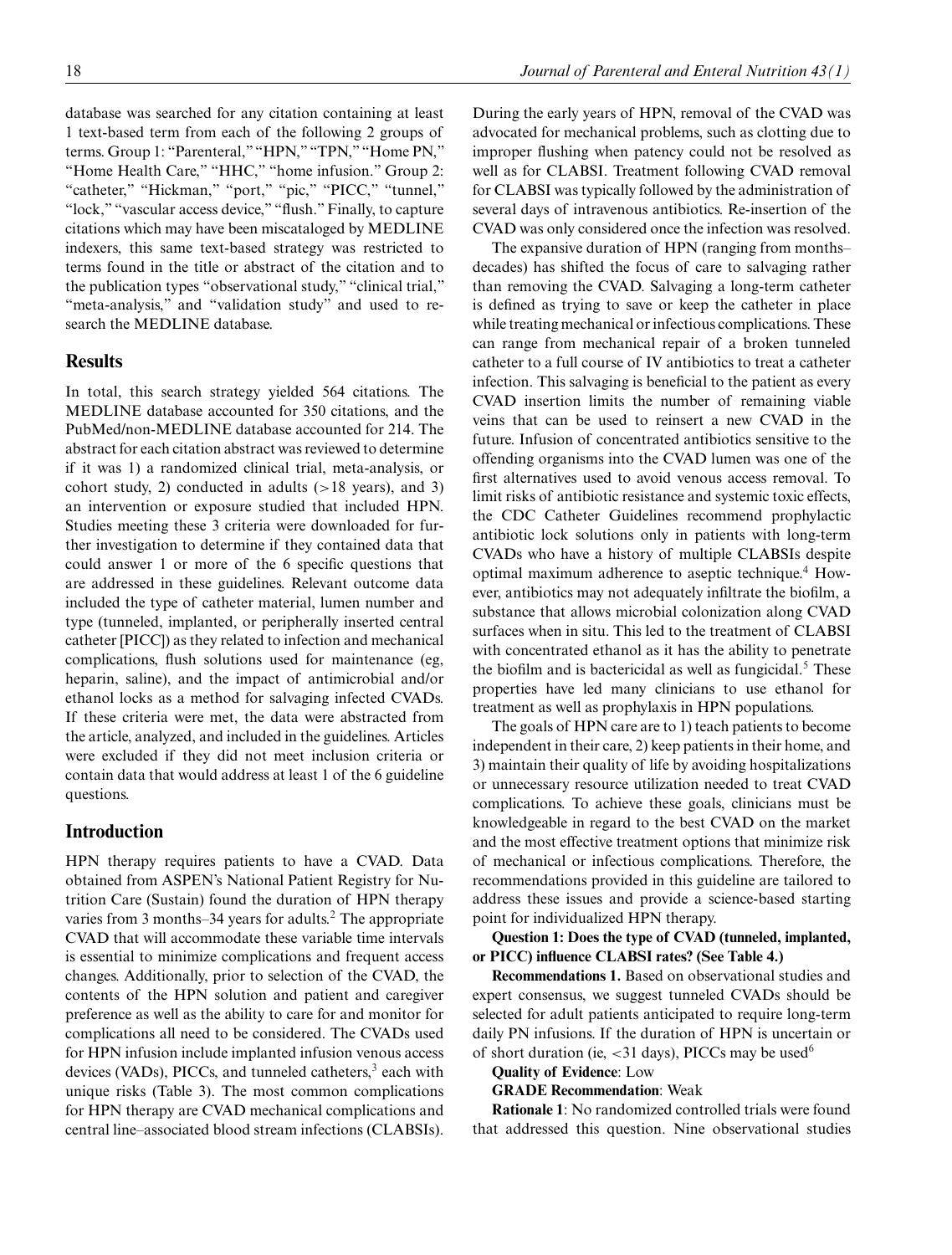database was searched for any citation containing at least 1 text-based term from each of the following 2 groups of terms. Group 1: "Parenteral," "HPN," "TPN," "Home PN," "Home Health Care," "HHC," "home infusion." Group 2: "catheter," "Hickman," "port," "pic," "PICC," "tunnel," "lock," "vascular access device," "flush." Finally, to capture citations which may have been miscataloged by MEDLINE indexers, this same text-based strategy was restricted to terms found in the title or abstract of the citation and to the publication types "observational study," "clinical trial," "meta-analysis," and "validation study" and used to research the MEDLINE database.

## Results

In total, this search strategy yielded 564 citations. The MEDLINE database accounted for 350 citations, and the PubMed/non-MEDLINE database accounted for 214. The abstract for each citation abstract was reviewed to determine if it was 1) a randomized clinical trial, meta-analysis, or cohort study, 2) conducted in adults (>18 years), and 3) an intervention or exposure studied that included HPN. Studies meeting these 3 criteria were downloaded for further investigation to determine if they contained data that could answer 1 or more of the 6 specific questions that are addressed in these guidelines. Relevant outcome data included the type of catheter material, lumen number and type (tunneled, implanted, or peripherally inserted central catheter [PICC]) as they related to infection and mechanical complications, flush solutions used for maintenance (eg, heparin, saline), and the impact of antimicrobial and/or ethanol locks as a method for salvaging infected CVADs. If these criteria were met, the data were abstracted from the article, analyzed, and included in the guidelines. Articles were excluded if they did not meet inclusion criteria or contain data that would address at least 1 of the 6 guideline questions.

## Introduction

HPN therapy requires patients to have a CVAD. Data obtained from ASPEN's National Patient Registry for Nutrition Care (Sustain) found the duration of HPN therapy varies from 3 months–34 years for adults.[2] The appropriate CVAD that will accommodate these variable time intervals is essential to minimize complications and frequent access changes. Additionally, prior to selection of the CVAD, the contents of the HPN solution and patient and caregiver preference as well as the ability to care for and monitor for complications all need to be considered. The CVADs used for HPN infusion include implanted infusion venous access devices (VADs), PICCs, and tunneled catheters,[3] each with unique risks (Table 3). The most common complications for HPN therapy are CVAD mechanical complications and central line–associated blood stream infections (CLABSIs). During the early years of HPN, removal of the CVAD was advocated for mechanical problems, such as clotting due to improper flushing when patency could not be resolved as well as for CLABSI. Treatment following CVAD removal for CLABSI was typically followed by the administration of several days of intravenous antibiotics. Re-insertion of the CVAD was only considered once the infection was resolved.

The expansive duration of HPN (ranging from months–decades) has shifted the focus of care to salvaging rather than removing the CVAD. Salvaging a long-term catheter is defined as trying to save or keep the catheter in place while treating mechanical or infectious complications. These can range from mechanical repair of a broken tunneled catheter to a full course of IV antibiotics to treat a catheter infection. This salvaging is beneficial to the patient as every CVAD insertion limits the number of remaining viable veins that can be used to reinsert a new CVAD in the future. Infusion of concentrated antibiotics sensitive to the offending organisms into the CVAD lumen was one of the first alternatives used to avoid venous access removal. To limit risks of antibiotic resistance and systemic toxic effects, the CDC Catheter Guidelines recommend prophylactic antibiotic lock solutions only in patients with long-term CVADs who have a history of multiple CLABSIs despite optimal maximum adherence to aseptic technique.[4] However, antibiotics may not adequately infiltrate the biofilm, a substance that allows microbial colonization along CVAD surfaces when in situ. This led to the treatment of CLABSI with concentrated ethanol as it has the ability to penetrate the biofilm and is bactericidal as well as fungicidal.[5] These properties have led many clinicians to use ethanol for treatment as well as prophylaxis in HPN populations.

The goals of HPN care are to 1) teach patients to become independent in their care, 2) keep patients in their home, and 3) maintain their quality of life by avoiding hospitalizations or unnecessary resource utilization needed to treat CVAD complications. To achieve these goals, clinicians must be knowledgeable in regard to the best CVAD on the market and the most effective treatment options that minimize risk of mechanical or infectious complications. Therefore, the recommendations provided in this guideline are tailored to address these issues and provide a science-based starting point for individualized HPN therapy.

**Question 1: Does the type of CVAD (tunneled, implanted, or PICC) influence CLABSI rates? (See Table 4.)**

**Recommendations 1.** Based on observational studies and expert consensus, we suggest tunneled CVADs should be selected for adult patients anticipated to require long-term daily PN infusions. If the duration of HPN is uncertain or of short duration (ie, <31 days), PICCs may be used[6]

**Quality of Evidence**: Low

**GRADE Recommendation**: Weak

**Rationale 1**: No randomized controlled trials were found that addressed this question. Nine observational studies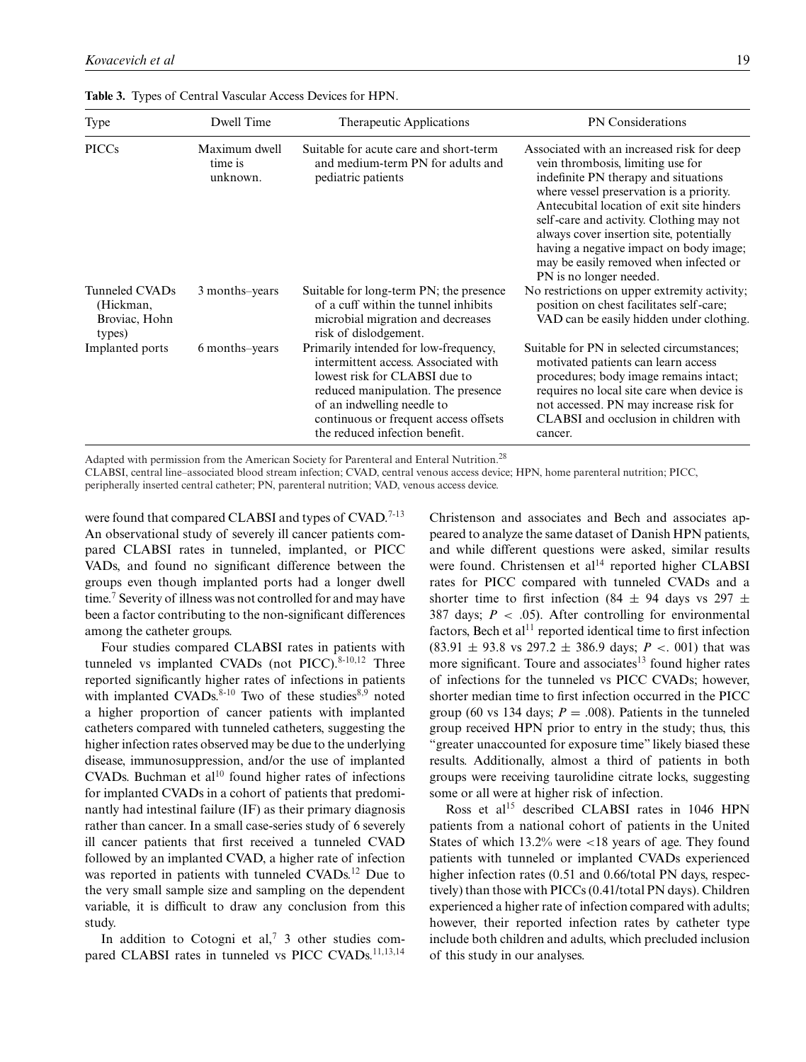**Table 3.** Types of Central Vascular Access Devices for HPN.

| Type | Dwell Time | Therapeutic Applications | PN Considerations |
|---|---|---|---|
| PICCs | Maximum dwell time is unknown. | Suitable for acute care and short-term and medium-term PN for adults and pediatric patients | Associated with an increased risk for deep vein thrombosis, limiting use for indefinite PN therapy and situations where vessel preservation is a priority. Antecubital location of exit site hinders self-care and activity. Clothing may not always cover insertion site, potentially having a negative impact on body image; may be easily removed when infected or PN is no longer needed. |
| Tunneled CVADs (Hickman, Broviac, Hohn types) | 3 months–years | Suitable for long-term PN; the presence of a cuff within the tunnel inhibits microbial migration and decreases risk of dislodgement. | No restrictions on upper extremity activity; position on chest facilitates self-care; VAD can be easily hidden under clothing. |
| Implanted ports | 6 months–years | Primarily intended for low-frequency, intermittent access. Associated with lowest risk for CLABSI due to reduced manipulation. The presence of an indwelling needle to continuous or frequent access offsets the reduced infection benefit. | Suitable for PN in selected circumstances; motivated patients can learn access procedures; body image remains intact; requires no local site care when device is not accessed. PN may increase risk for CLABSI and occlusion in children with cancer. |

Adapted with permission from the American Society for Parenteral and Enteral Nutrition.[28]

CLABSI, central line–associated blood stream infection; CVAD, central venous access device; HPN, home parenteral nutrition; PICC, peripherally inserted central catheter; PN, parenteral nutrition; VAD, venous access device.

were found that compared CLABSI and types of CVAD.[7-13] An observational study of severely ill cancer patients compared CLABSI rates in tunneled, implanted, or PICC VADs, and found no significant difference between the groups even though implanted ports had a longer dwell time.[7] Severity of illness was not controlled for and may have been a factor contributing to the non-significant differences among the catheter groups.

Four studies compared CLABSI rates in patients with tunneled vs implanted CVADs (not PICC).[8-10,12] Three reported significantly higher rates of infections in patients with implanted CVADs.[8-10] Two of these studies[8,9] noted a higher proportion of cancer patients with implanted catheters compared with tunneled catheters, suggesting the higher infection rates observed may be due to the underlying disease, immunosuppression, and/or the use of implanted CVADs. Buchman et al[10] found higher rates of infections for implanted CVADs in a cohort of patients that predominantly had intestinal failure (IF) as their primary diagnosis rather than cancer. In a small case-series study of 6 severely ill cancer patients that first received a tunneled CVAD followed by an implanted CVAD, a higher rate of infection was reported in patients with tunneled CVADs.[12] Due to the very small sample size and sampling on the dependent variable, it is difficult to draw any conclusion from this study.

In addition to Cotogni et al,[7] 3 other studies compared CLABSI rates in tunneled vs PICC CVADs.[11,13,14] Christenson and associates and Bech and associates appeared to analyze the same dataset of Danish HPN patients, and while different questions were asked, similar results were found. Christensen et al[14] reported higher CLABSI rates for PICC compared with tunneled CVADs and a shorter time to first infection ($84 \pm 94$ days vs $297 \pm 387$ days; $P < .05$). After controlling for environmental factors, Bech et al[11] reported identical time to first infection ($83.91 \pm 93.8$ vs $297.2 \pm 386.9$ days; $P <. 001$) that was more significant. Toure and associates[13] found higher rates of infections for the tunneled vs PICC CVADs; however, shorter median time to first infection occurred in the PICC group (60 vs 134 days; $P = .008$). Patients in the tunneled group received HPN prior to entry in the study; thus, this "greater unaccounted for exposure time" likely biased these results. Additionally, almost a third of patients in both groups were receiving taurolidine citrate locks, suggesting some or all were at higher risk of infection.

Ross et al[15] described CLABSI rates in 1046 HPN patients from a national cohort of patients in the United States of which 13.2% were <18 years of age. They found patients with tunneled or implanted CVADs experienced higher infection rates (0.51 and 0.66/total PN days, respectively) than those with PICCs (0.41/total PN days). Children experienced a higher rate of infection compared with adults; however, their reported infection rates by catheter type include both children and adults, which precluded inclusion of this study in our analyses.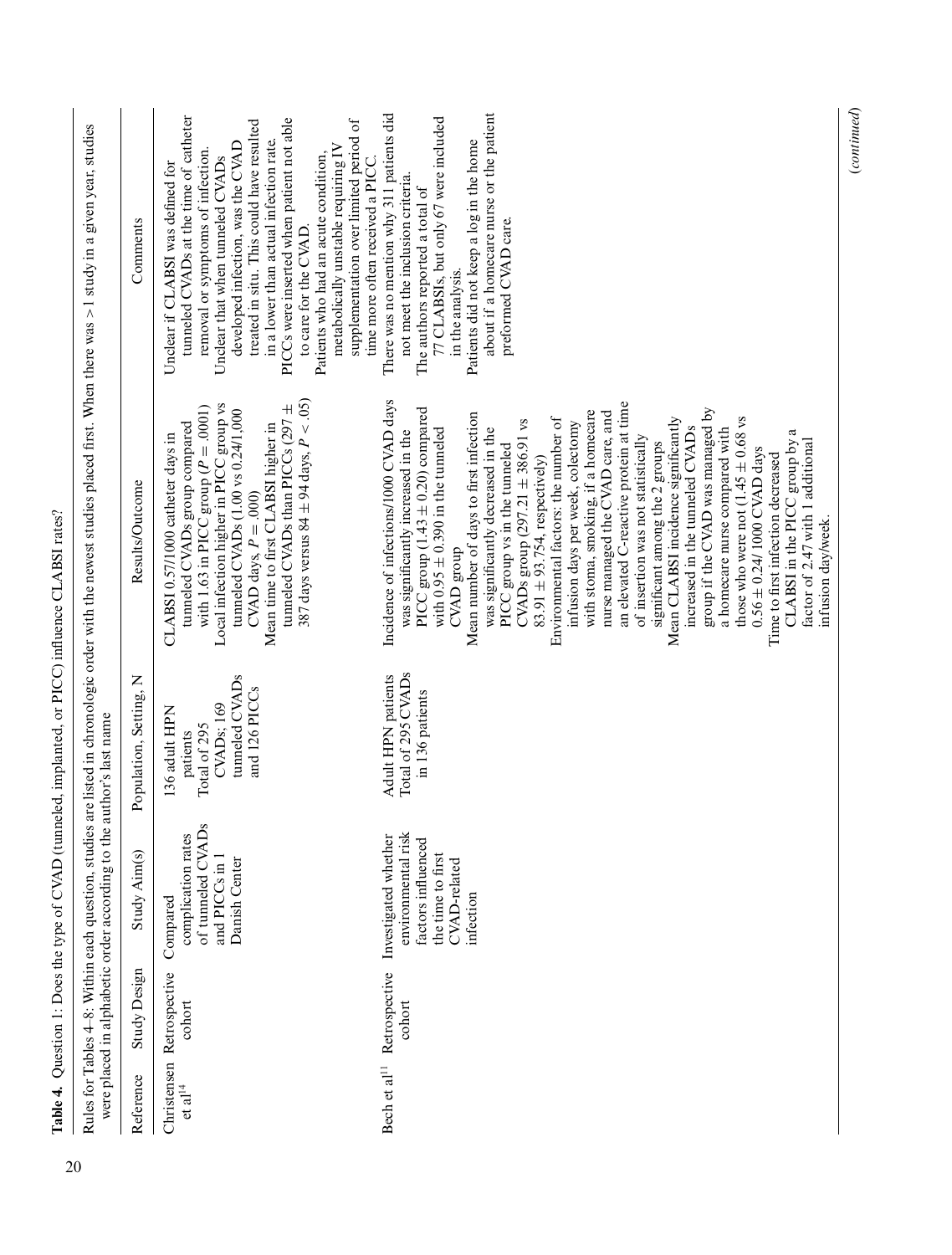**Table 4.** Question 1: Does the type of CVAD (tunneled, implanted, or PICC) influence CLABSI rates?

Rules for Tables 4-8: Within each question, studies are listed in chronologic order with the newest studies placed first. When there was > 1 study in a given year, studies were placed in alphabetic order according to the author's last name

| Reference | Study Design | Study Aim(s) | Population, Setting, N | Results/Outcome | Comments |
|---|---|---|---|---|---|
| Christensen et al[14] | Retrospective cohort | Compared complication rates of tunneled CVADs and PICCs in 1 Danish Center | 136 adult HPN patients<br>Total of 295 CVADs; 169 tunneled CVADs and 126 PICCs | CLABSI 0.57/1000 catheter days in tunneled CVADs group compared with 1.63 in PICC group ($P = .0001$)<br>Local infection higher in PICC group vs tunneled CVADs (1.00 vs 0.24/1,000 CVAD days, $P = .000$)<br>Mean time to first CLABSI higher in tunneled CVADs than PICCs (297 ± 387 days versus 84 ± 94 days, $P < .05$) | Unclear if CLABSI was defined for tunneled CVADs at the time of catheter removal or symptoms of infection.<br>Unclear that when tunneled CVADs developed infection, was the CVAD treated in situ. This could have resulted in a lower than actual infection rate.<br>PICCs were inserted when patient not able to care for the CVAD.<br>Patients who had an acute condition, metabolically unstable requiring IV supplementation over limited period of time more often received a PICC. |
| Bech et al[11] | Retrospective cohort | Investigated whether environmental risk factors influenced the time to first CVAD-related infection | Adult HPN patients<br>Total of 295 CVADs in 136 patients | Incidence of infections/1000 CVAD days was significantly increased in the PICC group (1.43 ± 0.20) compared with 0.95 ± 0.390 in the tunneled CVAD group<br>Mean number of days to first infection was significantly decreased in the PICC group vs in the tunneled CVADs group (297.21 ± 386.91 vs 83.91 ± 93.754, respectively)<br>Environmental factors: the number of infusion days per week, colectomy with stoma, smoking, if a homecare nurse managed the CVAD care, and an elevated C-reactive protein at time of insertion was not statistically significant among the 2 groups<br>Mean CLABSI incidence significantly increased in the tunneled CVADs group if the CVAD was managed by a homecare nurse compared with those who were not (1.45 ± 0.68 vs 0.56 ± 0.24/ 1000 CVAD days<br>Time to first infection decreased CLABSI in the PICC group by a factor of 2.47 with 1 additional infusion day/week. | There was no mention why 311 patients did not meet the inclusion criteria.<br>The authors reported a total of 77 CLABSIs, but only 67 were included in the analysis.<br>Patients did not keep a log in the home about if a homecare nurse or the patient preformed CVAD care. |

(*continued*)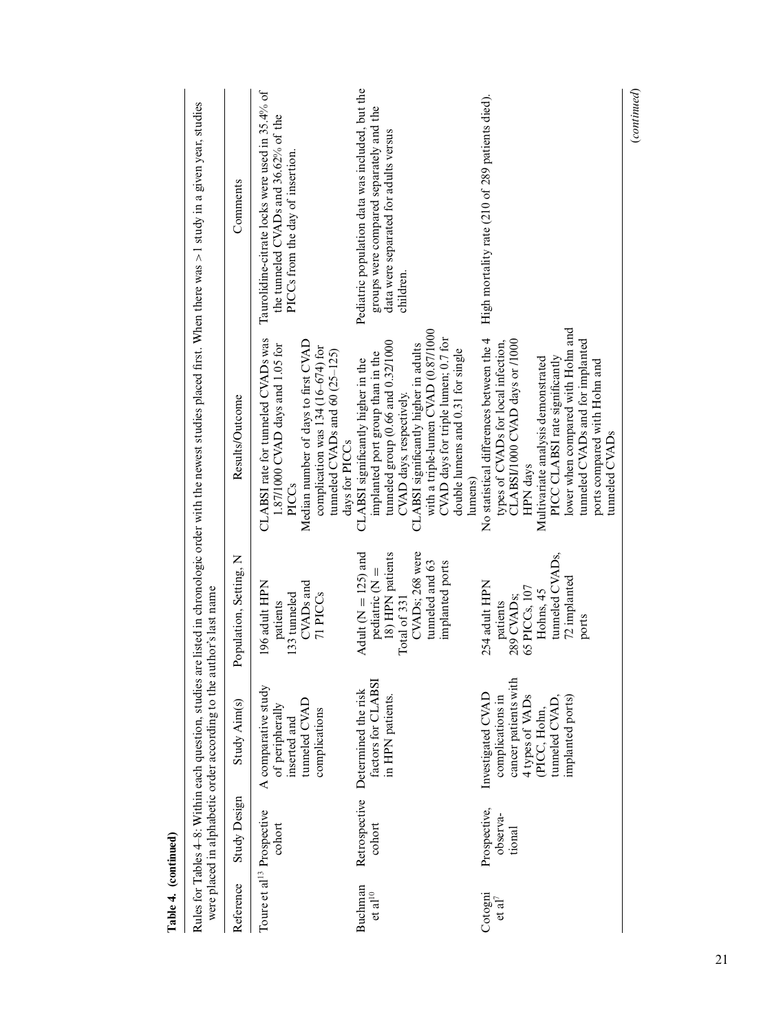**Table 4. (continued)**

Rules for Tables 4–8: Within each question, studies are listed in chronologic order with the newest studies placed first. When there was >1 study in a given year, studies were placed in alphabetic order according to the author's last name

| Reference | Study Design | Study Aim(s) | Population, Setting, N | Results/Outcome | Comments |
|---|---|---|---|---|---|
| Toure et al[13] | Prospective cohort | A comparative study of peripherally inserted and tunneled CVAD complications | 196 adult HPN patients<br>133 tunneled CVADs and 71 PICCs | CLABSI rate for tunneled CVADs was 1.87/1000 CVAD days and 1.05 for PICCs<br>Median number of days to first CVAD complication was 134 (16–674) for tunneled CVADs and 60 (25–125) days for PICCs | Taurolidine-citrate locks were used in 35.4% of the tunneled CVADs and 36.62% of the PICCs from the day of insertion. |
| Buchman et al[10] | Retrospective cohort | Determined the risk factors for CLABSI in HPN patients. | Adult (N = 125) and pediatric (N = 18) HPN patients<br>Total of 331 CVADs; 268 were tunneled and 63 implanted ports | CLABSI significantly higher in the implanted port group than in the tunneled group (0.66 and 0.32/1000 CVAD days, respectively.<br>CLABSI significantly higher in adults with a triple-lumen CVAD (0.87/1000 CVAD days for triple lumen; 0.7 for double lumens and 0.31 for single lumens) | Pediatric population data was included, but the groups were compared separately and the data were separated for adults versus children. |
| Cotogni et al[7] | Prospective, observational | Investigated CVAD complications in cancer patients with 4 types of VADs (PICC, Hohn, tunneled CVAD, implanted ports) | 254 adult HPN patients<br>289 CVADs;<br>65 PICCs, 107 Hohns, 45 tunneled CVADs, 72 implanted ports | No statistical differences between the 4 types of CVADs for local infection, CLABSI/1000 CVAD days or /1000 HPN days<br>Multivariate analysis demonstrated PICC CLABSI rate significantly lower when compared with Hohn and tunneled CVADs and for implanted ports compared with Hohn and tunneled CVADs | High mortality rate (210 of 289 patients died). |

*(continued)*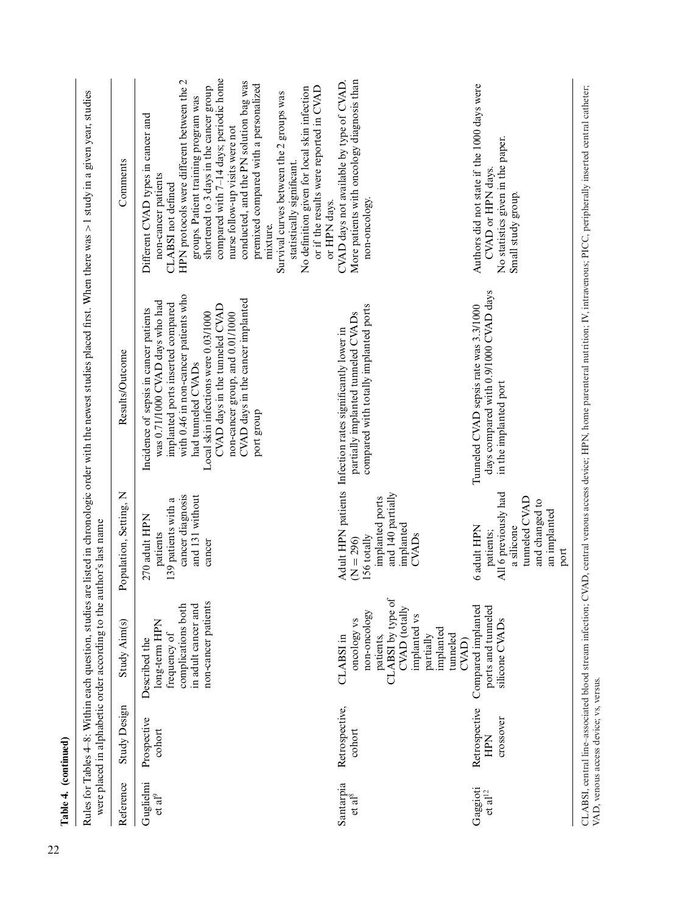**Table 4. (continued)**

Rules for Tables 4–8: Within each question, studies are listed in chronologic order with the newest studies placed first. When there was >1 study in a given year, studies were placed in alphabetic order according to the author's last name

| Reference | Study Design | Study Aim(s) | Population, Setting, N | Results/Outcome | Comments |
|---|---|---|---|---|---|
| Guglielmi et al[9] | Prospective cohort | Described the long-term HPN frequency of complications both in adult cancer and non-cancer patients | 270 adult HPN patients<br>139 patients with a cancer diagnosis and 131 without cancer | Incidence of sepsis in cancer patients was 0.71/1000 CVAD days who had implanted ports inserted compared with 0.46 in non-cancer patients who had tunneled CVADs<br>Local skin infections were 0.03/1000 CVAD days in the tunneled CVAD non-cancer group, and 0.01/1000 CVAD days in the cancer implanted port group | Different CVAD types in cancer and non-cancer patients<br>CLABSI not defined<br>HPN protocols were different between the 2 groups. Patient training program was shortened to 3 days in the cancer group compared with 7–14 days; periodic home nurse follow-up visits were not conducted, and the PN solution bag was premixed compared with a personalized mixture.<br>Survival curves between the 2 groups was statistically significant.<br>No definition given for local skin infection or if the results were reported in CVAD or HPN days. |
| Santarpia et al[8] | Retrospective, cohort | CLABSI in oncology vs non-oncology patients,<br>CLABSI by type of CVAD (totally implanted vs partially implanted tunneled CVAD) | Adult HPN patients (N = 296)<br>156 totally implanted ports and 140 partially implanted CVADs | Infection rates significantly lower in partially implanted tunneled CVADs compared with totally implanted ports | CVAD days not available by type of CVAD.<br>More patients with oncology diagnosis than non-oncology. |
| Gaggioti et al[12] | Retrospective HPN crossover | Compared implanted ports and tunneled silicone CVADs | 6 adult HPN patients;<br>All 6 previously had a silicone tunneled CVAD and changed to an implanted port | Tunneled CVAD sepsis rate was 3.3/1000 days compared with 0.9/1000 CVAD days in the implanted port | Authors did not state if the 1000 days were CVAD or HPN days.<br>No statistics given in the paper.<br>Small study group. |

CLABSI, central line–associated blood stream infection; CVAD, central venous access device; HPN, home parenteral nutrition; IV, intravenous; PICC, peripherally inserted central catheter; VAD, venous access device; vs, versus.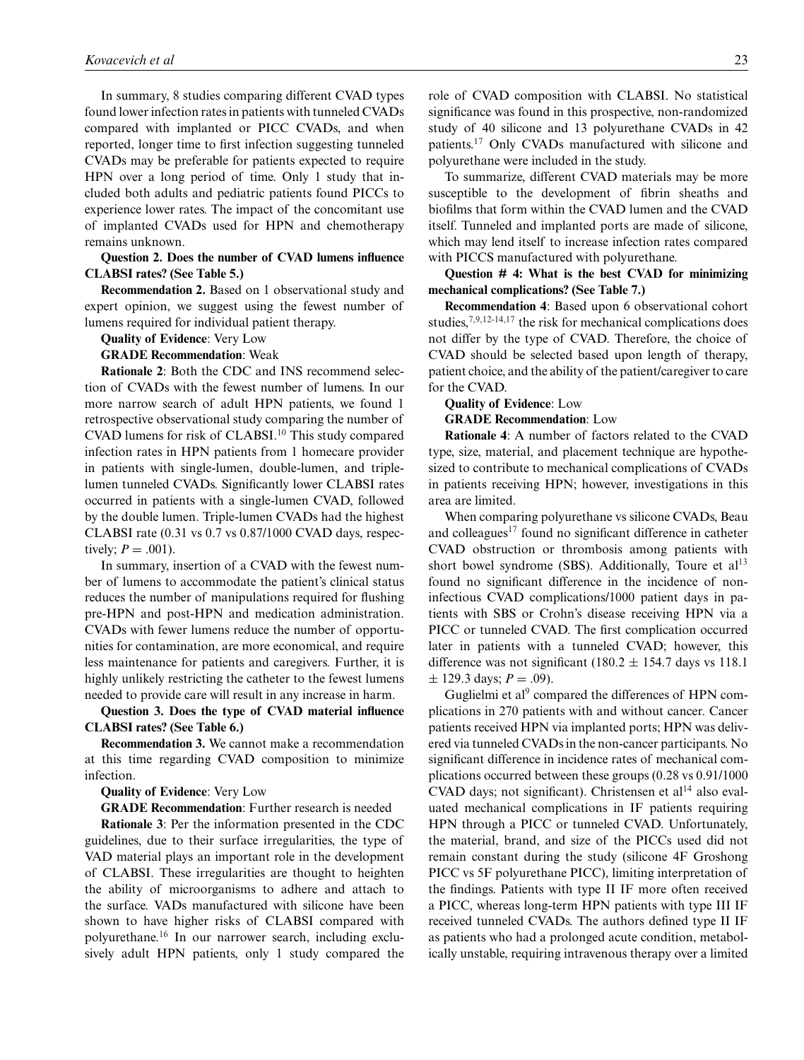In summary, 8 studies comparing different CVAD types found lower infection rates in patients with tunneled CVADs compared with implanted or PICC CVADs, and when reported, longer time to first infection suggesting tunneled CVADs may be preferable for patients expected to require HPN over a long period of time. Only 1 study that included both adults and pediatric patients found PICCs to experience lower rates. The impact of the concomitant use of implanted CVADs used for HPN and chemotherapy remains unknown.

**Question 2. Does the number of CVAD lumens influence CLABSI rates? (See Table 5.)**

**Recommendation 2.** Based on 1 observational study and expert opinion, we suggest using the fewest number of lumens required for individual patient therapy.

**Quality of Evidence**: Very Low

**GRADE Recommendation**: Weak

**Rationale 2**: Both the CDC and INS recommend selection of CVADs with the fewest number of lumens. In our more narrow search of adult HPN patients, we found 1 retrospective observational study comparing the number of CVAD lumens for risk of CLABSI.[10] This study compared infection rates in HPN patients from 1 homecare provider in patients with single-lumen, double-lumen, and triple-lumen tunneled CVADs. Significantly lower CLABSI rates occurred in patients with a single-lumen CVAD, followed by the double lumen. Triple-lumen CVADs had the highest CLABSI rate (0.31 vs 0.7 vs 0.87/1000 CVAD days, respectively; $P = .001$).

In summary, insertion of a CVAD with the fewest number of lumens to accommodate the patient's clinical status reduces the number of manipulations required for flushing pre-HPN and post-HPN and medication administration. CVADs with fewer lumens reduce the number of opportunities for contamination, are more economical, and require less maintenance for patients and caregivers. Further, it is highly unlikely restricting the catheter to the fewest lumens needed to provide care will result in any increase in harm.

**Question 3. Does the type of CVAD material influence CLABSI rates? (See Table 6.)**

**Recommendation 3.** We cannot make a recommendation at this time regarding CVAD composition to minimize infection.

**Quality of Evidence**: Very Low

**GRADE Recommendation**: Further research is needed

**Rationale 3**: Per the information presented in the CDC guidelines, due to their surface irregularities, the type of VAD material plays an important role in the development of CLABSI. These irregularities are thought to heighten the ability of microorganisms to adhere and attach to the surface. VADs manufactured with silicone have been shown to have higher risks of CLABSI compared with polyurethane.[16] In our narrower search, including exclusively adult HPN patients, only 1 study compared the role of CVAD composition with CLABSI. No statistical significance was found in this prospective, non-randomized study of 40 silicone and 13 polyurethane CVADs in 42 patients.[17] Only CVADs manufactured with silicone and polyurethane were included in the study.

To summarize, different CVAD materials may be more susceptible to the development of fibrin sheaths and biofilms that form within the CVAD lumen and the CVAD itself. Tunneled and implanted ports are made of silicone, which may lend itself to increase infection rates compared with PICCS manufactured with polyurethane.

**Question # 4: What is the best CVAD for minimizing mechanical complications? (See Table 7.)**

**Recommendation 4**: Based upon 6 observational cohort studies,[7,9,12-14,17] the risk for mechanical complications does not differ by the type of CVAD. Therefore, the choice of CVAD should be selected based upon length of therapy, patient choice, and the ability of the patient/caregiver to care for the CVAD.

**Quality of Evidence**: Low

**GRADE Recommendation**: Low

**Rationale 4**: A number of factors related to the CVAD type, size, material, and placement technique are hypothesized to contribute to mechanical complications of CVADs in patients receiving HPN; however, investigations in this area are limited.

When comparing polyurethane vs silicone CVADs, Beau and colleagues[17] found no significant difference in catheter CVAD obstruction or thrombosis among patients with short bowel syndrome (SBS). Additionally, Toure et al[13] found no significant difference in the incidence of non-infectious CVAD complications/1000 patient days in patients with SBS or Crohn's disease receiving HPN via a PICC or tunneled CVAD. The first complication occurred later in patients with a tunneled CVAD; however, this difference was not significant ($180.2 \pm 154.7$ days vs $118.1 \pm 129.3$ days; $P = .09$).

Guglielmi et al[9] compared the differences of HPN complications in 270 patients with and without cancer. Cancer patients received HPN via implanted ports; HPN was delivered via tunneled CVADs in the non-cancer participants. No significant difference in incidence rates of mechanical complications occurred between these groups (0.28 vs 0.91/1000 CVAD days; not significant). Christensen et al[14] also evaluated mechanical complications in IF patients requiring HPN through a PICC or tunneled CVAD. Unfortunately, the material, brand, and size of the PICCs used did not remain constant during the study (silicone 4F Groshong PICC vs 5F polyurethane PICC), limiting interpretation of the findings. Patients with type II IF more often received a PICC, whereas long-term HPN patients with type III IF received tunneled CVADs. The authors defined type II IF as patients who had a prolonged acute condition, metabolically unstable, requiring intravenous therapy over a limited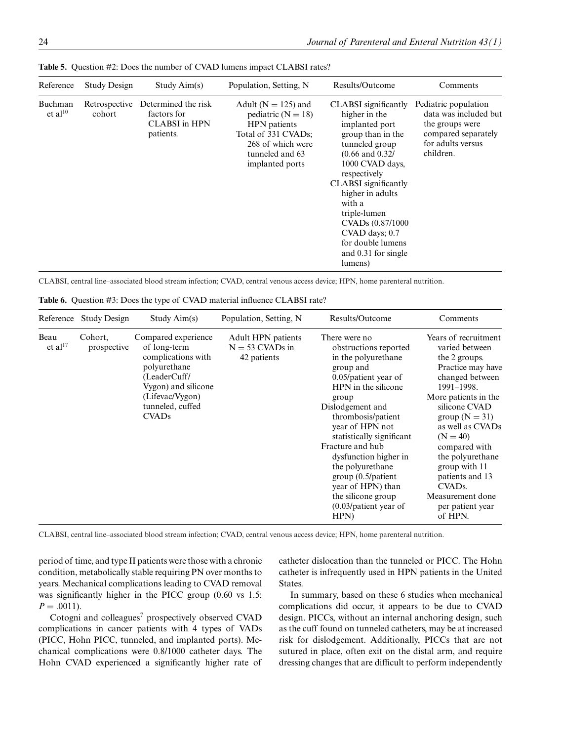**Table 5.** Question #2: Does the number of CVAD lumens impact CLABSI rates?

| Reference | Study Design | Study Aim(s) | Population, Setting, N | Results/Outcome | Comments |
|---|---|---|---|---|---|
| Buchman et al[10] | Retrospective cohort | Determined the risk factors for CLABSI in HPN patients. | Adult (N = 125) and pediatric (N = 18) HPN patients Total of 331 CVADs; 268 of which were tunneled and 63 implanted ports | CLABSI significantly higher in the implanted port group than in the tunneled group (0.66 and 0.32/1000 CVAD days, respectively CLABSI significantly higher in adults with a triple-lumen CVADs (0.87/1000 CVAD days; 0.7 for double lumens and 0.31 for single lumens) | Pediatric population data was included but the groups were compared separately for adults versus children. |

CLABSI, central line–associated blood stream infection; CVAD, central venous access device; HPN, home parenteral nutrition.

**Table 6.** Question #3: Does the type of CVAD material influence CLABSI rate?

| Reference | Study Design | Study Aim(s) | Population, Setting, N | Results/Outcome | Comments |
|---|---|---|---|---|---|
| Beau et al[17] | Cohort, prospective | Compared experience of long-term complications with polyurethane (LeaderCuff/ Vygon) and silicone (Lifevac/Vygon) tunneled, cuffed CVADs | Adult HPN patients N = 53 CVADs in 42 patients | There were no obstructions reported in the polyurethane group and 0.05/patient year of HPN in the silicone group Dislodgement and thrombosis/patient year of HPN not statistically significant Fracture and hub dysfunction higher in the polyurethane group (0.5/patient year of HPN) than the silicone group (0.03/patient year of HPN) | Years of recruitment varied between the 2 groups. Practice may have changed between 1991–1998. More patients in the silicone CVAD group (N = 31) as well as CVADs (N = 40) compared with the polyurethane group with 11 patients and 13 CVADs. Measurement done per patient year of HPN. |

CLABSI, central line–associated blood stream infection; CVAD, central venous access device; HPN, home parenteral nutrition.

period of time, and type II patients were those with a chronic condition, metabolically stable requiring PN over months to years. Mechanical complications leading to CVAD removal was significantly higher in the PICC group (0.60 vs 1.5; $P = .0011$).

Cotogni and colleagues[7] prospectively observed CVAD complications in cancer patients with 4 types of VADs (PICC, Hohn PICC, tunneled, and implanted ports). Mechanical complications were 0.8/1000 catheter days. The Hohn CVAD experienced a significantly higher rate of catheter dislocation than the tunneled or PICC. The Hohn catheter is infrequently used in HPN patients in the United States.

In summary, based on these 6 studies when mechanical complications did occur, it appears to be due to CVAD design. PICCs, without an internal anchoring design, such as the cuff found on tunneled catheters, may be at increased risk for dislodgement. Additionally, PICCs that are not sutured in place, often exit on the distal arm, and require dressing changes that are difficult to perform independently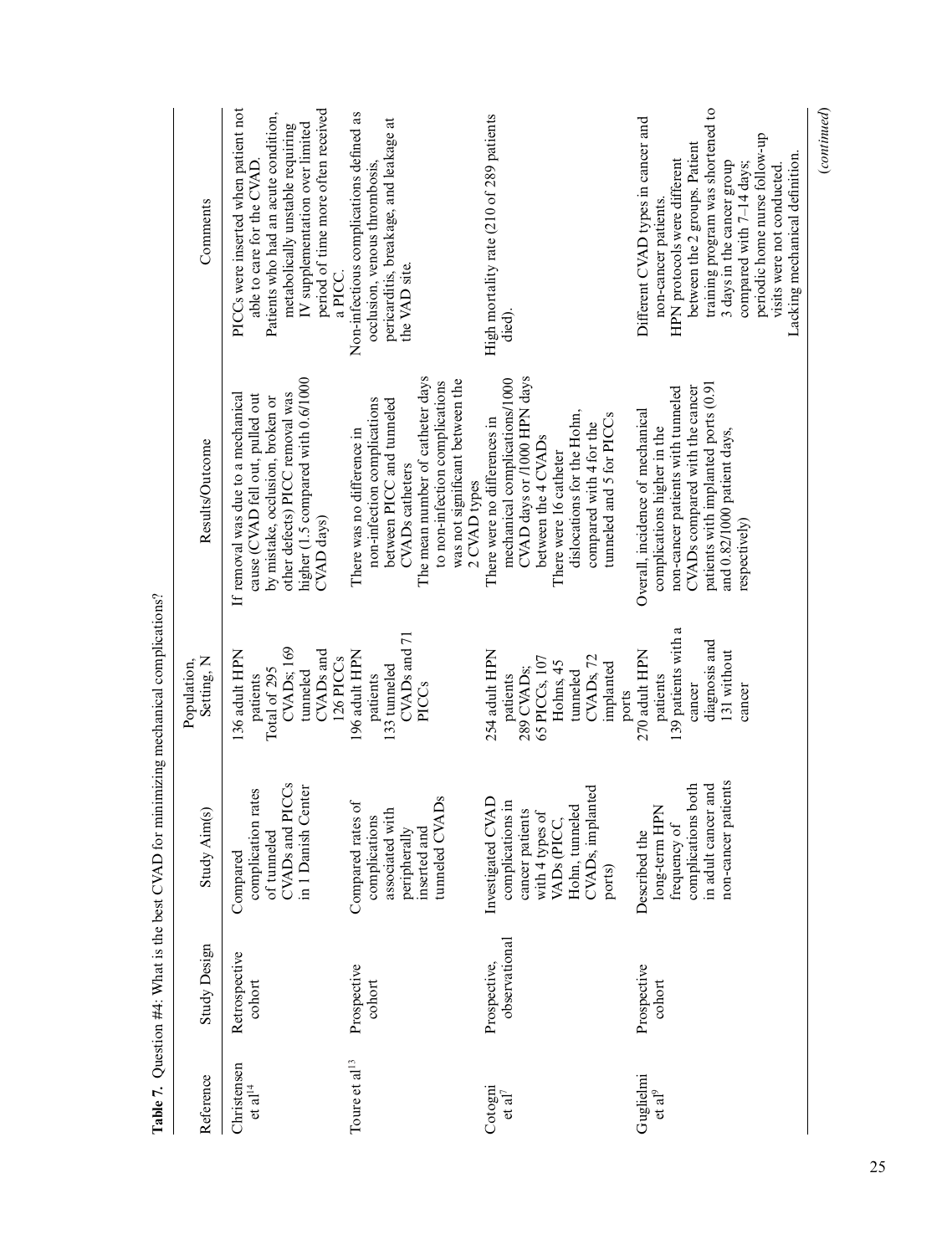**Table 7.** Question #4: What is the best CVAD for minimizing mechanical complications?

| Reference | Study Design | Study Aim(s) | Population, Setting, N | Results/Outcome | Comments |
|---|---|---|---|---|---|
| Christensen et al[14] | Retrospective cohort | Compared complication rates of tunneled CVADs and PICCs in 1 Danish Center | 136 adult HPN patients<br>Total of 295 CVADs; 169 tunneled CVADs and 126 PICCs | If removal was due to a mechanical cause (CVAD fell out, pulled out by mistake, occlusion, broken or other defects) PICC removal was higher (1.5 compared with 0.6/1000 CVAD days) | PICCs were inserted when patient not able to care for the CVAD.<br>Patients who had an acute condition, metabolically unstable requiring IV supplementation over limited period of time more often received a PICC. |
| Toure et al[13] | Prospective cohort | Compared rates of complications associated with peripherally inserted and tunneled CVADs | 196 adult HPN patients<br>133 tunneled CVADs and 71 PICCs | There was no difference in non-infection complications between PICC and tunneled CVADs catheters<br>The mean number of catheter days to non-infection complications was not significant between the 2 CVAD types | Non-infectious complications defined as occlusion, venous thrombosis, pericarditis, breakage, and leakage at the VAD site. |
| Cotogni et al[7] | Prospective, observational | Investigated CVAD complications in cancer patients with 4 types of VADs (PICC, Hohn, tunneled CVADs, implanted ports) | 254 adult HPN patients<br>289 CVADs; 65 PICCs, 107 Hohns, 45 tunneled CVADs, 72 implanted ports | There were no differences in mechanical complications/1000 CVAD days or /1000 HPN days between the 4 CVADs<br>There were 16 catheter dislocations for the Hohn, compared with 4 for the tunneled and 5 for PICCs | High mortality rate (210 of 289 patients died). |
| Guglielmi et al[9] | Prospective cohort | Described the long-term HPN frequency of complications both in adult cancer and non-cancer patients | 270 adult HPN patients<br>139 patients with a cancer diagnosis and 131 without cancer | Overall, incidence of mechanical complications higher in the non-cancer patients with tunneled CVADs compared with the cancer patients with implanted ports (0.91 and 0.82/1000 patient days, respectively) | Different CVAD types in cancer and non-cancer patients.<br>HPN protocols were different between the 2 groups. Patient training program was shortened to 3 days in the cancer group compared with 7–14 days; periodic home nurse follow-up visits were not conducted.<br>Lacking mechanical definition. |

(*continued*)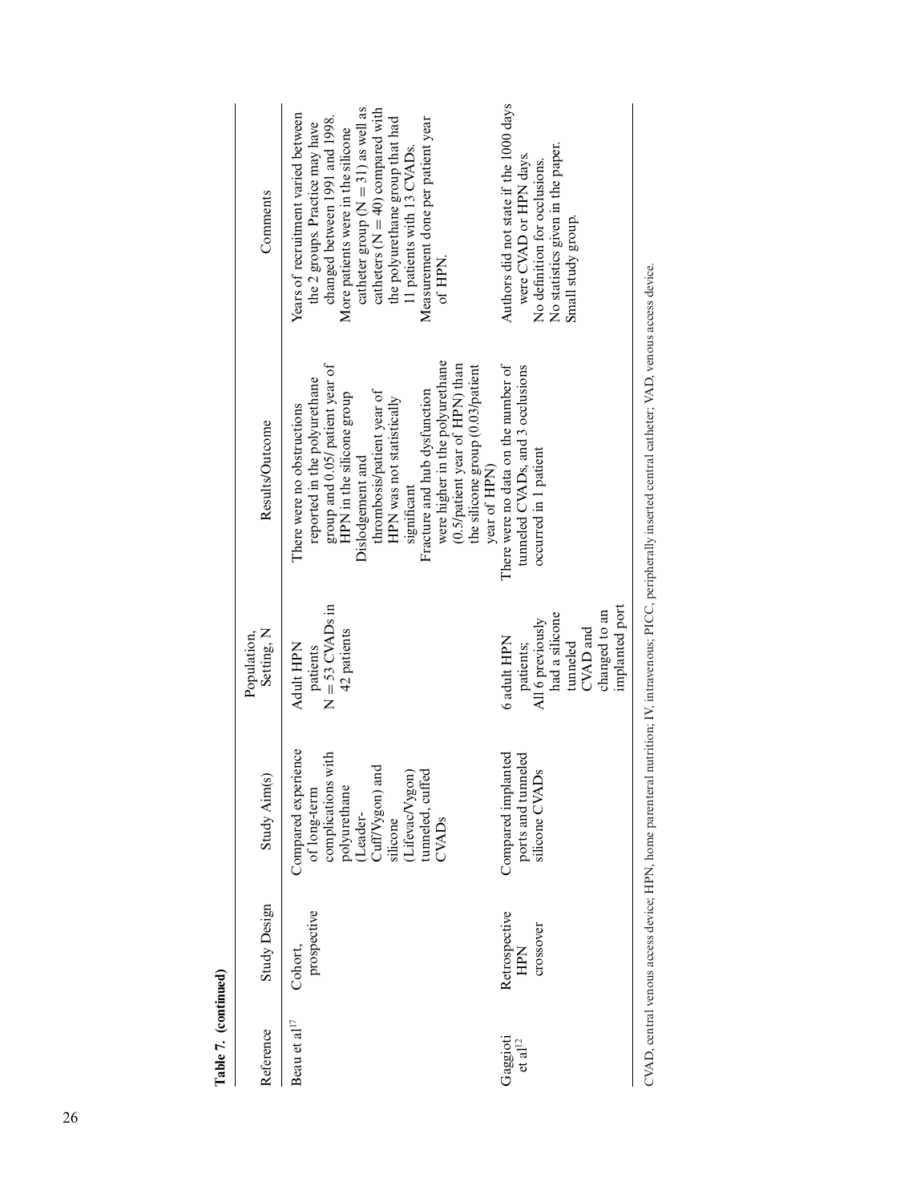**Table 7. (continued)**

| Reference | Study Design | Study Aim(s) | Population, Setting, N | Results/Outcome | Comments |
|---|---|---|---|---|---|
| Beau et al[17] | Cohort, prospective | Compared experience of long-term complications with polyurethane (Leader-Cuff/Vygon) and silicone (Lifevac/Vygon) tunneled, cuffed CVADs | Adult HPN patients $N = 53$ CVADs in 42 patients | There were no obstructions reported in the polyurethane group and 0.05/ patient year of HPN in the silicone group<br>Dislodgement and thrombosis/patient year of HPN was not statistically significant<br>Fracture and hub dysfunction were higher in the polyurethane (0.5/patient year of HPN) than the silicone group (0.03/patient year of HPN) | Years of recruitment varied between the 2 groups. Practice may have changed between 1991 and 1998.<br>More patients were in the silicone catheter group ($N = 31$) as well as catheters ($N = 40$) compared with the polyurethane group that had 11 patients with 13 CVADs.<br>Measurement done per patient year of HPN. |
| Gaggioti et al[12] | Retrospective HPN crossover | Compared implanted ports and tunneled silicone CVADs | 6 adult HPN patients; All 6 previously had a silicone tunneled CVAD and changed to an implanted port | There were no data on the number of tunneled CVADs, and 3 occlusions occurred in 1 patient | Authors did not state if the 1000 days were CVAD or HPN days.<br>No definition for occlusions.<br>No statistics given in the paper.<br>Small study group. |

CVAD, central venous access device; HPN, home parenteral nutrition; IV, intravenous; PICC, peripherally inserted central catheter; VAD, venous access device.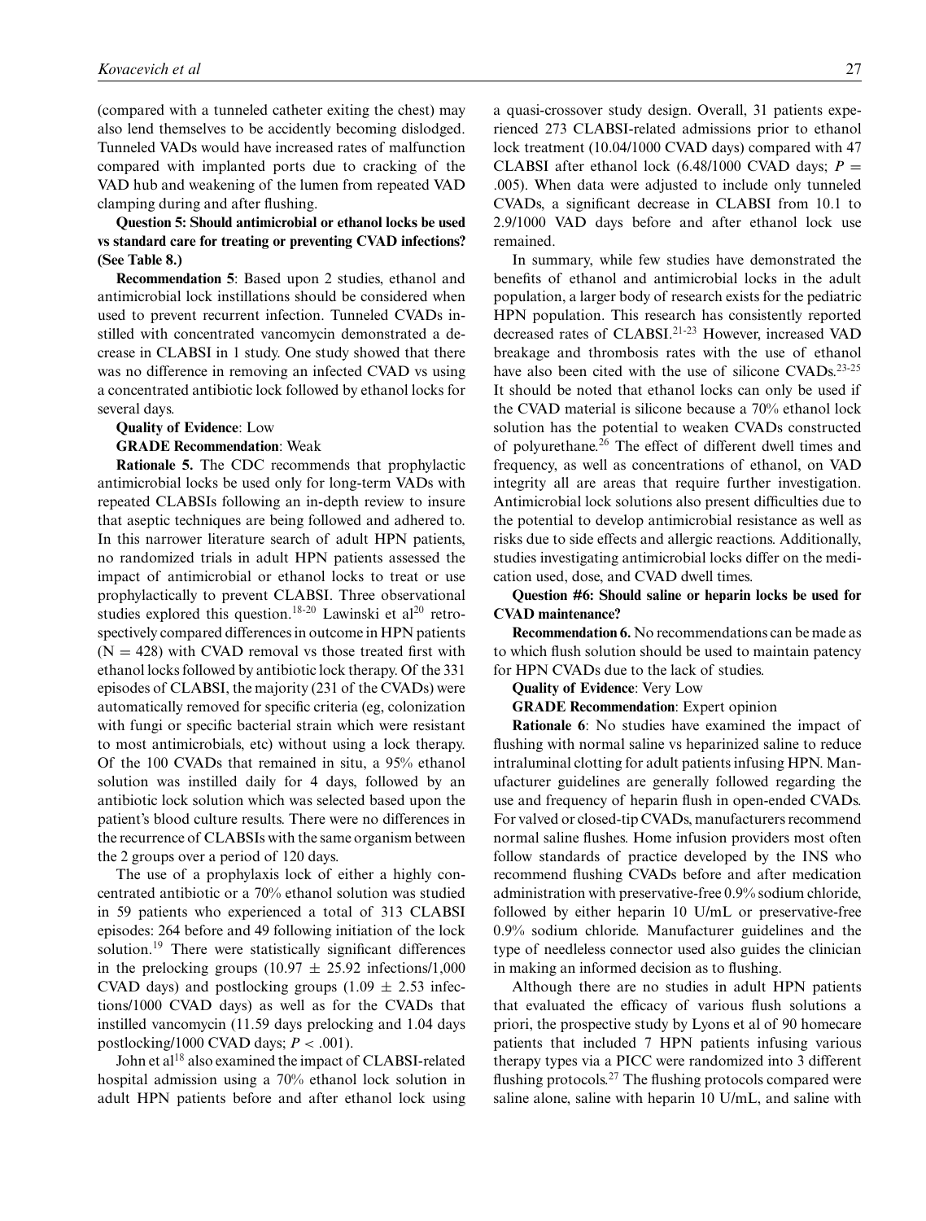(compared with a tunneled catheter exiting the chest) may also lend themselves to be accidently becoming dislodged. Tunneled VADs would have increased rates of malfunction compared with implanted ports due to cracking of the VAD hub and weakening of the lumen from repeated VAD clamping during and after flushing.

**Question 5: Should antimicrobial or ethanol locks be used vs standard care for treating or preventing CVAD infections? (See Table 8.)**

**Recommendation 5**: Based upon 2 studies, ethanol and antimicrobial lock instillations should be considered when used to prevent recurrent infection. Tunneled CVADs instilled with concentrated vancomycin demonstrated a decrease in CLABSI in 1 study. One study showed that there was no difference in removing an infected CVAD vs using a concentrated antibiotic lock followed by ethanol locks for several days.

**Quality of Evidence**: Low

**GRADE Recommendation**: Weak

**Rationale 5.** The CDC recommends that prophylactic antimicrobial locks be used only for long-term VADs with repeated CLABSIs following an in-depth review to insure that aseptic techniques are being followed and adhered to. In this narrower literature search of adult HPN patients, no randomized trials in adult HPN patients assessed the impact of antimicrobial or ethanol locks to treat or use prophylactically to prevent CLABSI. Three observational studies explored this question.[18-20] Lawinski et al[20] retrospectively compared differences in outcome in HPN patients ($N = 428$) with CVAD removal vs those treated first with ethanol locks followed by antibiotic lock therapy. Of the 331 episodes of CLABSI, the majority (231 of the CVADs) were automatically removed for specific criteria (eg, colonization with fungi or specific bacterial strain which were resistant to most antimicrobials, etc) without using a lock therapy. Of the 100 CVADs that remained in situ, a 95% ethanol solution was instilled daily for 4 days, followed by an antibiotic lock solution which was selected based upon the patient's blood culture results. There were no differences in the recurrence of CLABSIs with the same organism between the 2 groups over a period of 120 days.

The use of a prophylaxis lock of either a highly concentrated antibiotic or a 70% ethanol solution was studied in 59 patients who experienced a total of 313 CLABSI episodes: 264 before and 49 following initiation of the lock solution.[19] There were statistically significant differences in the prelocking groups ($10.97 \pm 25.92$ infections/1,000 CVAD days) and postlocking groups ($1.09 \pm 2.53$ infections/1000 CVAD days) as well as for the CVADs that instilled vancomycin (11.59 days prelocking and 1.04 days postlocking/1000 CVAD days; $P < .001$).

John et al[18] also examined the impact of CLABSI-related hospital admission using a 70% ethanol lock solution in adult HPN patients before and after ethanol lock using a quasi-crossover study design. Overall, 31 patients experienced 273 CLABSI-related admissions prior to ethanol lock treatment (10.04/1000 CVAD days) compared with 47 CLABSI after ethanol lock (6.48/1000 CVAD days; $P = .005$). When data were adjusted to include only tunneled CVADs, a significant decrease in CLABSI from 10.1 to 2.9/1000 VAD days before and after ethanol lock use remained.

In summary, while few studies have demonstrated the benefits of ethanol and antimicrobial locks in the adult population, a larger body of research exists for the pediatric HPN population. This research has consistently reported decreased rates of CLABSI.[21-23] However, increased VAD breakage and thrombosis rates with the use of ethanol have also been cited with the use of silicone CVADs.[23-25] It should be noted that ethanol locks can only be used if the CVAD material is silicone because a 70% ethanol lock solution has the potential to weaken CVADs constructed of polyurethane.[26] The effect of different dwell times and frequency, as well as concentrations of ethanol, on VAD integrity all are areas that require further investigation. Antimicrobial lock solutions also present difficulties due to the potential to develop antimicrobial resistance as well as risks due to side effects and allergic reactions. Additionally, studies investigating antimicrobial locks differ on the medication used, dose, and CVAD dwell times.

**Question #6: Should saline or heparin locks be used for CVAD maintenance?**

**Recommendation 6.** No recommendations can be made as to which flush solution should be used to maintain patency for HPN CVADs due to the lack of studies.

**Quality of Evidence**: Very Low

**GRADE Recommendation**: Expert opinion

**Rationale 6**: No studies have examined the impact of flushing with normal saline vs heparinized saline to reduce intraluminal clotting for adult patients infusing HPN. Manufacturer guidelines are generally followed regarding the use and frequency of heparin flush in open-ended CVADs. For valved or closed-tip CVADs, manufacturers recommend normal saline flushes. Home infusion providers most often follow standards of practice developed by the INS who recommend flushing CVADs before and after medication administration with preservative-free 0.9% sodium chloride, followed by either heparin 10 U/mL or preservative-free 0.9% sodium chloride. Manufacturer guidelines and the type of needleless connector used also guides the clinician in making an informed decision as to flushing.

Although there are no studies in adult HPN patients that evaluated the efficacy of various flush solutions a priori, the prospective study by Lyons et al of 90 homecare patients that included 7 HPN patients infusing various therapy types via a PICC were randomized into 3 different flushing protocols.[27] The flushing protocols compared were saline alone, saline with heparin 10 U/mL, and saline with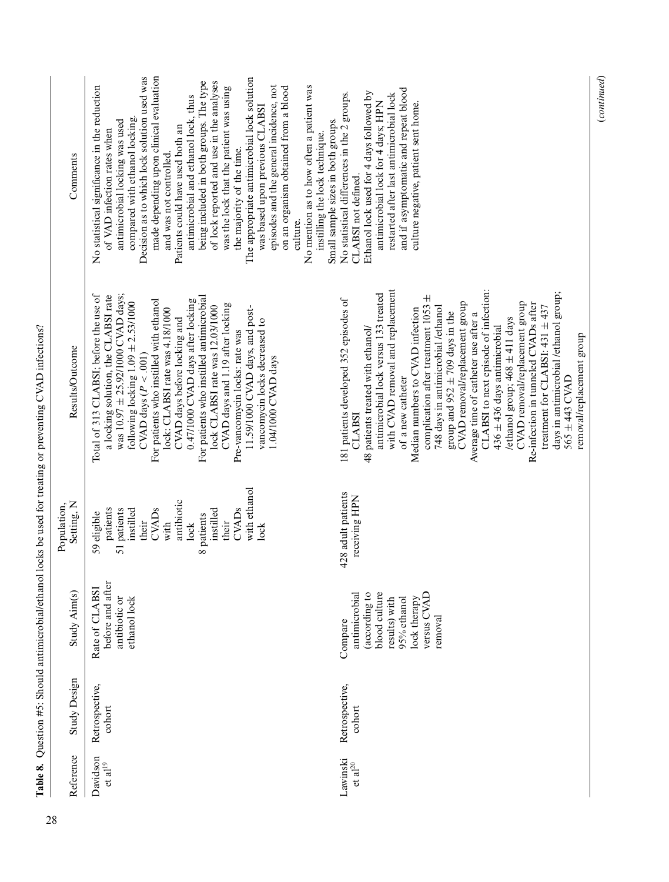**Table 8.** Question #5: Should antimicrobial/ethanol locks be used for treating or preventing CVAD infections?

| Reference | Study Design | Study Aim(s) | Population, Setting, N | Results/Outcome | Comments |
| --- | --- | --- | --- | --- | --- |
| Davidson et al[19] | Retrospective, cohort | Rate of CLABSI before and after antibiotic or ethanol lock | 59 eligible patients<br>51 patients instilled their CVADs with antibiotic lock<br>8 patients instilled their CVADs with ethanol lock | Total of 313 CLABSI; before the use of a locking solution, the CLABSI rate was 10.97 ± 25.92/1000 CVAD days; following locking 1.09 ± 2.53/1000 CVAD days ($P < .001$)<br>For patients who instilled with ethanol lock: CLABSI rate was 4.18/1000 CVAD days before locking and 0.47/1000 CVAD days after locking<br>For patients who instilled antimicrobial lock CLABSI rate was 12.03/1000 CVAD days and 1.19 after locking<br>Pre-vancomycin locks: rate was 11.59/1000 CVAD days, and post-vancomycin locks decreased to 1.04/1000 CVAD days | No statistical significance in the reduction of VAD infection rates when antimicrobial locking was used compared with ethanol locking.<br>Decision as to which lock solution used was made depending upon clinical evaluation and was not controlled.<br>Patients could have used both an antimicrobial and ethanol lock, thus being included in both groups. The type of lock reported and use in the analyses was the lock that the patient was using the majority of the time.<br>The appropriate antimicrobial lock solution was based upon previous CLABSI episodes and the general incidence, not on an organism obtained from a blood culture.<br>No mention as to how often a patient was instilling the lock technique.<br>Small sample sizes in both groups. |
| Lawinski et al[20] | Retrospective, cohort | Compare antimicrobial (according to blood culture results) with 95% ethanol lock therapy versus CVAD removal | 428 adult patients receiving HPN | 181 patients developed 352 episodes of CLABSI<br>48 patients treated with ethanol/antimicrobial lock versus 133 treated with CVAD removal and replacement of a new catheter<br>Median numbers to CVAD infection complication after treatment 1053 ± 748 days in antimicrobial /ethanol group and 952 ± 709 days in the CVAD removal/replacement group<br>Average time of catheter use after a CLABSI to next episode of infection: 436 ± 436 days antimicrobial /ethanol group; 468 ± 411 days CVAD removal/replacement group<br>Re-infection in tunneled CVADs after treatment for CLABSI: 431 ± 437 days in antimicrobial /ethanol group; 565 ± 443 CVAD removal/replacement group | No statistical differences in the 2 groups.<br>CLABSI not defined.<br>Ethanol lock used for 4 days followed by antimicrobial lock for 4 days; HPN restarted after last antimicrobial lock and if asymptomatic and repeat blood culture negative, patient sent home. |

(*continued*)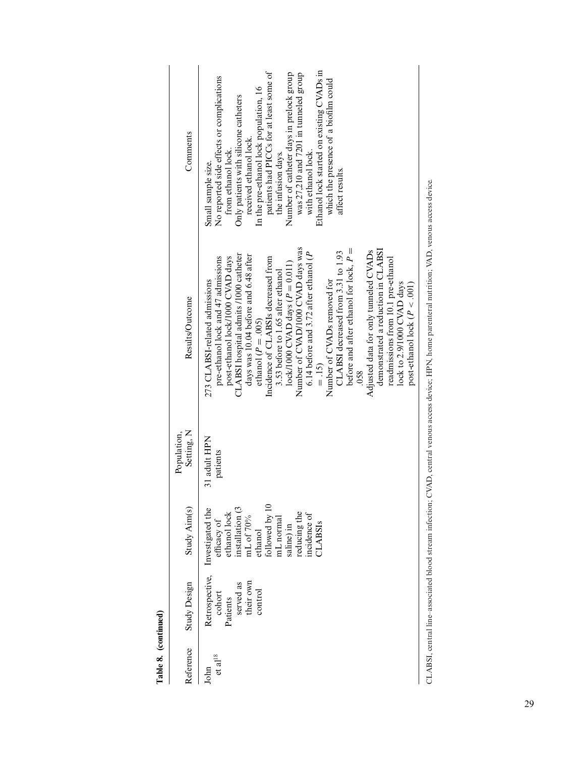**Table 8. (continued)**

| Reference | Study Design | Study Aim(s) | Population, Setting, N | Results/Outcome | Comments |
|---|---|---|---|---|---|
| John et al[18] | Retrospective, cohort<br>Patients served as their own control | Investigated the efficacy of ethanol lock installation (3 mL of 70% ethanol followed by 10 mL normal saline) in reducing the incidence of CLABSIs | 31 adult HPN patients | 273 CLABSI-related admissions pre-ethanol lock and 47 admissions post-ethanol lock/1000 CVAD days<br>CLABSI hospital admits /1000 catheter days was 10.04 before and 6.48 after ethanol ($P = .005$)<br>Incidence of CLABSIs decreased from 3.53 before to 1.65 after ethanol lock/1000 CVAD days ($P = 0.011$)<br>Number of CVAD/1000 CVAD days was 6.14 before and 3.72 after ethanol ($P = .15$)<br>Number of CVADs removed for CLABSI decreased from 3.31 to 1.93 before and after ethanol for lock, $P = .058$<br>Adjusted data for only tunneled CVADs demonstrated a reduction in CLABSI readmissions from 10.1 pre-ethanol lock to 2.9/1000 CVAD days post-ethanol lock ($P < .001$) | Small sample size.<br>No reported side effects or complications from ethanol lock.<br>Only patients with silicone catheters received ethanol lock.<br>In the pre-ethanol lock population, 16 patients had PICCs for at least some of the infusion days.<br>Number of catheter days in prelock group was 27,210 and 7201 in tunneled group with ethanol lock.<br>Ethanol lock started on existing CVADs in which the presence of a biofilm could affect results. |

CLABSI, central line–associated blood stream infection; CVAD, central venous access device; HPN, home parenteral nutrition; VAD, venous access device.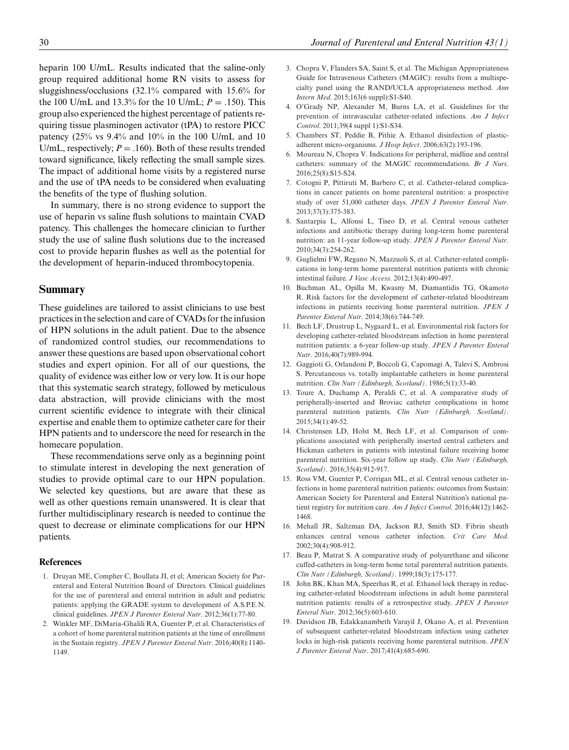heparin 100 U/mL. Results indicated that the saline-only group required additional home RN visits to assess for sluggishness/occlusions (32.1% compared with 15.6% for the 100 U/mL and 13.3% for the 10 U/mL; $P = .150$). This group also experienced the highest percentage of patients requiring tissue plasminogen activator (tPA) to restore PICC patency (25% vs 9.4% and 10% in the 100 U/mL and 10 U/mL, respectively; $P = .160$). Both of these results trended toward significance, likely reflecting the small sample sizes. The impact of additional home visits by a registered nurse and the use of tPA needs to be considered when evaluating the benefits of the type of flushing solution.

In summary, there is no strong evidence to support the use of heparin vs saline flush solutions to maintain CVAD patency. This challenges the homecare clinician to further study the use of saline flush solutions due to the increased cost to provide heparin flushes as well as the potential for the development of heparin-induced thrombocytopenia.

## Summary

These guidelines are tailored to assist clinicians to use best practices in the selection and care of CVADs for the infusion of HPN solutions in the adult patient. Due to the absence of randomized control studies, our recommendations to answer these questions are based upon observational cohort studies and expert opinion. For all of our questions, the quality of evidence was either low or very low. It is our hope that this systematic search strategy, followed by meticulous data abstraction, will provide clinicians with the most current scientific evidence to integrate with their clinical expertise and enable them to optimize catheter care for their HPN patients and to underscore the need for research in the homecare population.

These recommendations serve only as a beginning point to stimulate interest in developing the next generation of studies to provide optimal care to our HPN population. We selected key questions, but are aware that these as well as other questions remain unanswered. It is clear that further multidisciplinary research is needed to continue the quest to decrease or eliminate complications for our HPN patients.

### References

1. Druyan ME, Compher C, Boullata JI, et el; American Society for Parenteral and Enteral Nutrition Board of Directors. Clinical guidelines for the use of parenteral and enteral nutrition in adult and pediatric patients: applying the GRADE system to development of A.S.P.E.N. clinical guidelines. *JPEN J Parenter Enteral Nutr*. 2012;36(1):77-80.
2. Winkler MF, DiMaria-Ghalili RA, Guenter P, et al. Characteristics of a cohort of home parenteral nutrition patients at the time of enrollment in the Sustain registry. *JPEN J Parenter Enteral Nutr*. 2016;40(8):1140-1149.
3. Chopra V, Flanders SA, Saint S, et al. The Michigan Appropriateness Guide for Intravenous Catheters (MAGIC): results from a multispecialty panel using the RAND/UCLA appropriateness method. *Ann Intern Med*. 2015;163(6 suppl):S1-S40.
4. O'Grady NP, Alexander M, Burns LA, et al. Guidelines for the prevention of intravascular catheter-related infections. *Am J Infect Control*. 2011;39(4 suppl 1):S1-S34.
5. Chambers ST, Peddie B, Pithie A. Ethanol disinfection of plastic-adherent micro-organisms. *J Hosp Infect*. 2006;63(2):193-196.
6. Moureau N, Chopra V. Indications for peripheral, midline and central catheters: summary of the MAGIC recommendations. *Br J Nurs*. 2016;25(8):S15-S24.
7. Cotogni P, Pittiruti M, Barbero C, et al. Catheter-related complications in cancer patients on home parenteral nutrition: a prospective study of over 51,000 catheter days. *JPEN J Parenter Enteral Nutr*. 2013;37(3):375-383.
8. Santarpia L, Alfonsi L, Tiseo D, et al. Central venous catheter infections and antibiotic therapy during long-term home parenteral nutrition: an 11-year follow-up study. *JPEN J Parenter Enteral Nutr*. 2010;34(3):254-262.
9. Guglielmi FW, Regano N, Mazzuoli S, et al. Catheter-related complications in long-term home parenteral nutrition patients with chronic intestinal failure. *J Vasc Access*. 2012;13(4):490-497.
10. Buchman AL, Opilla M, Kwasny M, Diamantidis TG, Okamoto R. Risk factors for the development of catheter-related bloodstream infections in patients receiving home parenteral nutrition. *JPEN J Parenter Enteral Nutr*. 2014;38(6):744-749.
11. Bech LF, Drustrup L, Nygaard L, et al. Environmental risk factors for developing catheter-related bloodstream infection in home parenteral nutrition patients: a 6-year follow-up study. *JPEN J Parenter Enteral Nutr*. 2016;40(7):989-994.
12. Gaggioti G, Orlandoni P, Boccoli G, Capomagi A, Talevi S, Ambrosi S. Percutaneous vs. totally implantable catheters in home parenteral nutrition. *Clin Nutr (Edinburgh, Scotland)*. 1986;5(1):33-40.
13. Toure A, Duchamp A, Peraldi C, et al. A comparative study of peripherally-inserted and Broviac catheter complications in home parenteral nutrition patients. *Clin Nutr (Edinburgh, Scotland)*. 2015;34(1):49-52.
14. Christensen LD, Holst M, Bech LF, et al. Comparison of complications associated with peripherally inserted central catheters and Hickman catheters in patients with intestinal failure receiving home parenteral nutrition. Six-year follow up study. *Clin Nutr (Edinburgh, Scotland)*. 2016;35(4):912-917.
15. Ross VM, Guenter P, Corrigan ML, et al. Central venous catheter infections in home parenteral nutrition patients: outcomes from Sustain: American Society for Parenteral and Enteral Nutrition's national patient registry for nutrition care. *Am J Infect Control*. 2016;44(12):1462-1468.
16. Mehall JR, Saltzman DA, Jackson RJ, Smith SD. Fibrin sheath enhances central venous catheter infection. *Crit Care Med*. 2002;30(4):908-912.
17. Beau P, Matrat S. A comparative study of polyurethane and silicone cuffed-catheters in long-term home total parenteral nutrition patients. *Clin Nutr (Edinburgh, Scotland)*. 1999;18(3):175-177.
18. John BK, Khan MA, Speerhas R, et al. Ethanol lock therapy in reducing catheter-related bloodstream infections in adult home parenteral nutrition patients: results of a retrospective study. *JPEN J Parenter Enteral Nutr*. 2012;36(5):603-610.
19. Davidson JB, Edakkanambeth Varayil J, Okano A, et al. Prevention of subsequent catheter-related bloodstream infection using catheter locks in high-risk patients receiving home parenteral nutrition. *JPEN J Parenter Enteral Nutr*. 2017;41(4):685-690.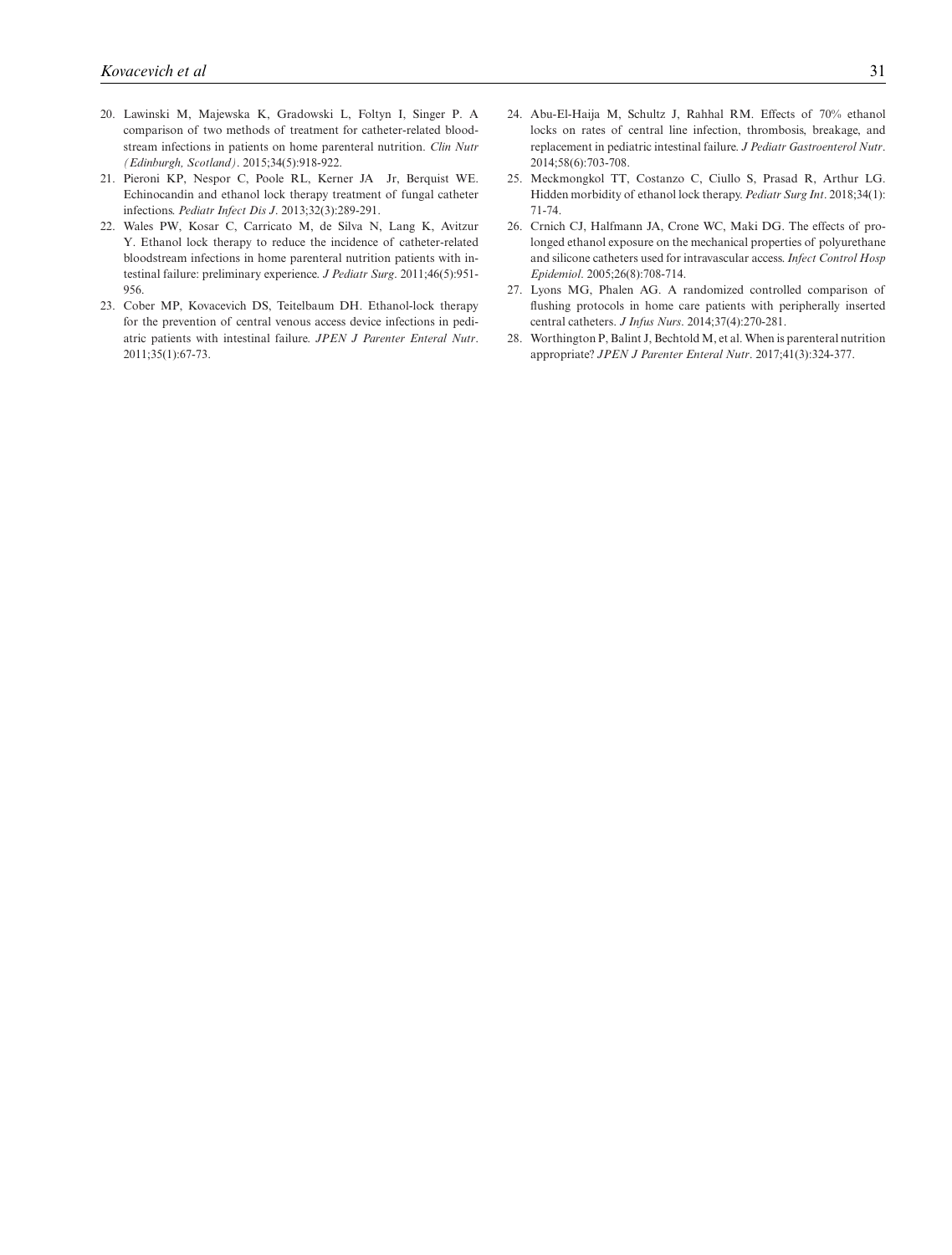20. Lawinski M, Majewska K, Gradowski L, Foltyn I, Singer P. A comparison of two methods of treatment for catheter-related bloodstream infections in patients on home parenteral nutrition. *Clin Nutr (Edinburgh, Scotland)*. 2015;34(5):918-922.
21. Pieroni KP, Nespor C, Poole RL, Kerner JA Jr, Berquist WE. Echinocandin and ethanol lock therapy treatment of fungal catheter infections. *Pediatr Infect Dis J*. 2013;32(3):289-291.
22. Wales PW, Kosar C, Carricato M, de Silva N, Lang K, Avitzur Y. Ethanol lock therapy to reduce the incidence of catheter-related bloodstream infections in home parenteral nutrition patients with intestinal failure: preliminary experience. *J Pediatr Surg*. 2011;46(5):951-956.
23. Cober MP, Kovacevich DS, Teitelbaum DH. Ethanol-lock therapy for the prevention of central venous access device infections in pediatric patients with intestinal failure. *JPEN J Parenter Enteral Nutr*. 2011;35(1):67-73.
24. Abu-El-Haija M, Schultz J, Rahhal RM. Effects of 70% ethanol locks on rates of central line infection, thrombosis, breakage, and replacement in pediatric intestinal failure. *J Pediatr Gastroenterol Nutr*. 2014;58(6):703-708.
25. Meckmongkol TT, Costanzo C, Ciullo S, Prasad R, Arthur LG. Hidden morbidity of ethanol lock therapy. *Pediatr Surg Int*. 2018;34(1):71-74.
26. Crnich CJ, Halfmann JA, Crone WC, Maki DG. The effects of prolonged ethanol exposure on the mechanical properties of polyurethane and silicone catheters used for intravascular access. *Infect Control Hosp Epidemiol*. 2005;26(8):708-714.
27. Lyons MG, Phalen AG. A randomized controlled comparison of flushing protocols in home care patients with peripherally inserted central catheters. *J Infus Nurs*. 2014;37(4):270-281.
28. Worthington P, Balint J, Bechtold M, et al. When is parenteral nutrition appropriate? *JPEN J Parenter Enteral Nutr*. 2017;41(3):324-377.